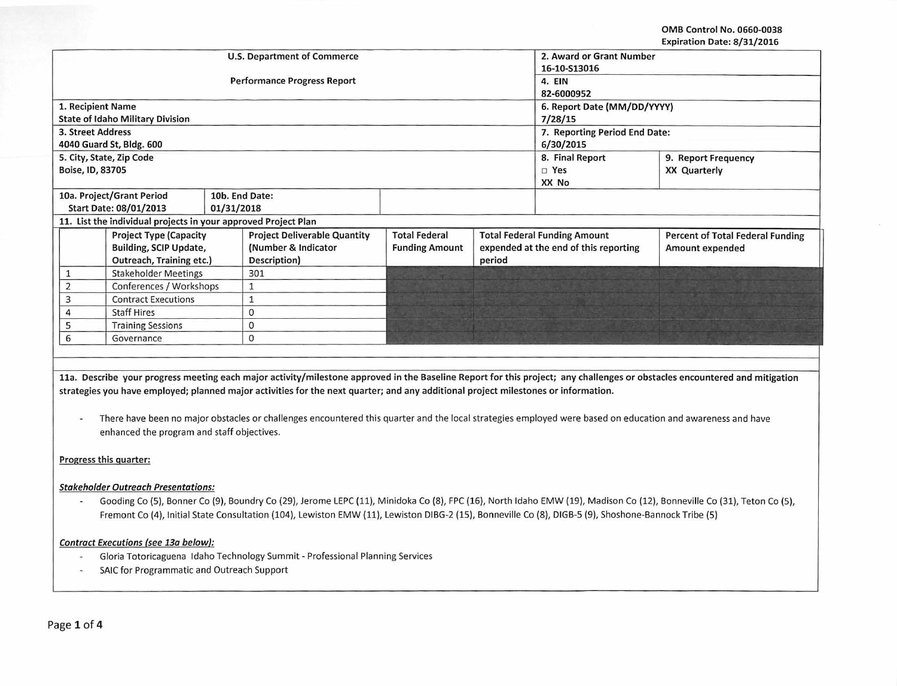OMB Control No. 0660-0038
Expiration Date: 8/31/2016

| U.S. Department of Commerce<br><br>Performance Progress Report | 2. Award or Grant Number<br>16-10-S13016 | |
|---|---|---|
| | 4. EIN<br>82-6000952 | |
| 1. Recipient Name<br>State of Idaho Military Division | 6. Report Date (MM/DD/YYYY)<br>7/28/15 | |
| 3. Street Address<br>4040 Guard St, Bldg. 600 | 7. Reporting Period End Date:<br>6/30/2015 | |
| 5. City, State, Zip Code<br>Boise, ID, 83705 | 8. Final Report<br>□ Yes<br>XX No | 9. Report Frequency<br>XX Quarterly |
| 10a. Project/Grant Period Start Date: 08/01/2013 | 10b. End Date: 01/31/2018 | |

11. List the individual projects in your approved Project Plan

| | Project Type (Capacity Building, SCIP Update, Outreach, Training etc.) | Project Deliverable Quantity (Number & Indicator Description) | Total Federal Funding Amount | Total Federal Funding Amount expended at the end of this reporting period | Percent of Total Federal Funding Amount expended |
|---|---|---|---|---|---|
| 1 | Stakeholder Meetings | 301 | | | |
| 2 | Conferences / Workshops | 1 | | | |
| 3 | Contract Executions | 1 | | | |
| 4 | Staff Hires | 0 | | | |
| 5 | Training Sessions | 0 | | | |
| 6 | Governance | 0 | | | |

**11a. Describe your progress meeting each major activity/milestone approved in the Baseline Report for this project; any challenges or obstacles encountered and mitigation strategies you have employed; planned major activities for the next quarter; and any additional project milestones or information.**

- There have been no major obstacles or challenges encountered this quarter and the local strategies employed were based on education and awareness and have enhanced the program and staff objectives.

<u>Progress this quarter:</u>

***<u>Stakeholder Outreach Presentations:</u>***

- Gooding Co (5), Bonner Co (9), Boundry Co (29), Jerome LEPC (11), Minidoka Co (8), FPC (16), North Idaho EMW (19), Madison Co (12), Bonneville Co (31), Teton Co (5), Fremont Co (4), Initial State Consultation (104), Lewiston EMW (11), Lewiston DIBG-2 (15), Bonneville Co (8), DIGB-5 (9), Shoshone-Bannock Tribe (5)

***<u>Contract Executions (see 13a below):</u>***

- Gloria Totoricaguena Idaho Technology Summit - Professional Planning Services
- SAIC for Programmatic and Outreach Support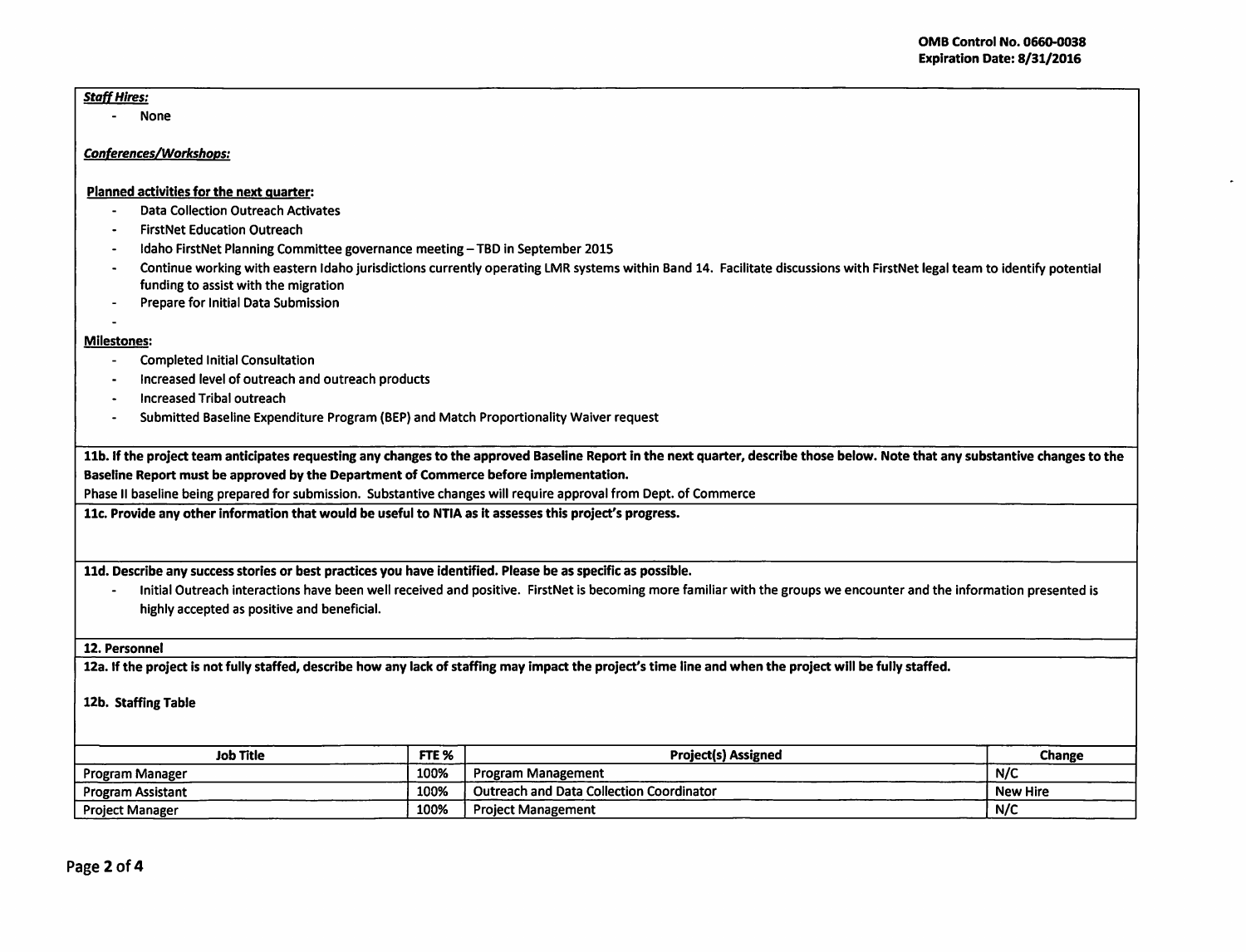***Staff Hires:***

- None

***Conferences/Workshops:***

**Planned activities for the next quarter:**

- Data Collection Outreach Activates
- FirstNet Education Outreach
- Idaho FirstNet Planning Committee governance meeting – TBD in September 2015
- Continue working with eastern Idaho jurisdictions currently operating LMR systems within Band 14. Facilitate discussions with FirstNet legal team to identify potential funding to assist with the migration
- Prepare for Initial Data Submission
-

**Milestones:**

- Completed Initial Consultation
- Increased level of outreach and outreach products
- Increased Tribal outreach
- Submitted Baseline Expenditure Program (BEP) and Match Proportionality Waiver request

**11b. If the project team anticipates requesting any changes to the approved Baseline Report in the next quarter, describe those below. Note that any substantive changes to the Baseline Report must be approved by the Department of Commerce before implementation.**

Phase II baseline being prepared for submission. Substantive changes will require approval from Dept. of Commerce

**11c. Provide any other information that would be useful to NTIA as it assesses this project's progress.**

**11d. Describe any success stories or best practices you have identified. Please be as specific as possible.**

- Initial Outreach interactions have been well received and positive. FirstNet is becoming more familiar with the groups we encounter and the information presented is highly accepted as positive and beneficial.

**12. Personnel**

**12a. If the project is not fully staffed, describe how any lack of staffing may impact the project's time line and when the project will be fully staffed.**

**12b. Staffing Table**

| Job Title | FTE % | Project(s) Assigned | Change |
|---|---|---|---|
| Program Manager | 100% | Program Management | N/C |
| Program Assistant | 100% | Outreach and Data Collection Coordinator | New Hire |
| Project Manager | 100% | Project Management | N/C |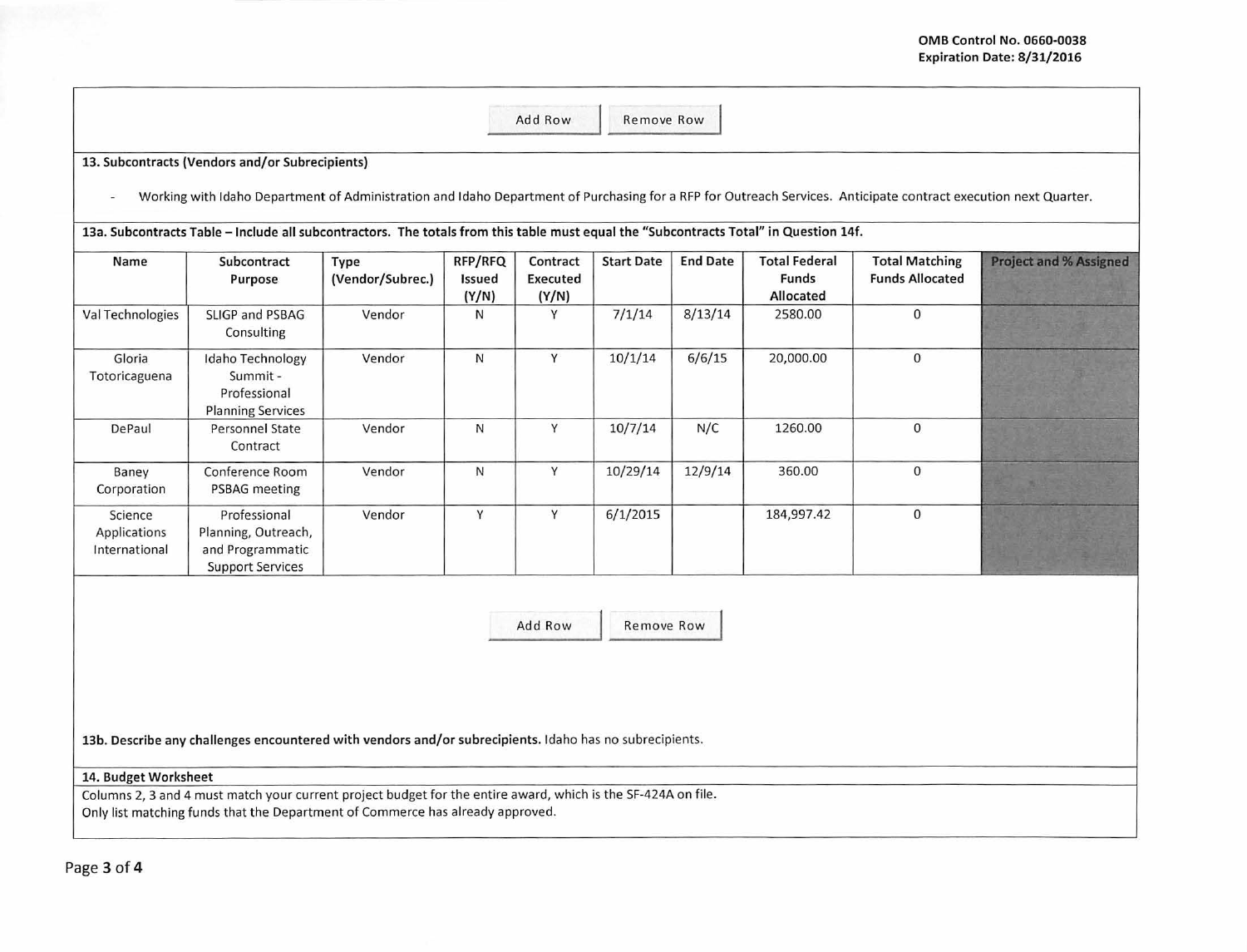OMB Control No. 0660-0038
Expiration Date: 8/31/2016

Add Row | Remove Row

**13. Subcontracts (Vendors and/or Subrecipients)**

- Working with Idaho Department of Administration and Idaho Department of Purchasing for a RFP for Outreach Services. Anticipate contract execution next Quarter.

**13a. Subcontracts Table – Include all subcontractors. The totals from this table must equal the "Subcontracts Total" in Question 14f.**

| Name | Subcontract Purpose | Type (Vendor/Subrec.) | RFP/RFQ Issued (Y/N) | Contract Executed (Y/N) | Start Date | End Date | Total Federal Funds Allocated | Total Matching Funds Allocated | Project and % Assigned |
|---|---|---|---|---|---|---|---|---|---|
| Val Technologies | SLIGP and PSBAG Consulting | Vendor | N | Y | 7/1/14 | 8/13/14 | 2580.00 | 0 | |
| Gloria Totoricaguena | Idaho Technology Summit - Professional Planning Services | Vendor | N | Y | 10/1/14 | 6/6/15 | 20,000.00 | 0 | |
| DePaul | Personnel State Contract | Vendor | N | Y | 10/7/14 | N/C | 1260.00 | 0 | |
| Baney Corporation | Conference Room PSBAG meeting | Vendor | N | Y | 10/29/14 | 12/9/14 | 360.00 | 0 | |
| Science Applications International | Professional Planning, Outreach, and Programmatic Support Services | Vendor | Y | Y | 6/1/2015 | | 184,997.42 | 0 | |

Add Row | Remove Row

**13b. Describe any challenges encountered with vendors and/or subrecipients.** Idaho has no subrecipients.

**14. Budget Worksheet**

Columns 2, 3 and 4 must match your current project budget for the entire award, which is the SF-424A on file.
Only list matching funds that the Department of Commerce has already approved.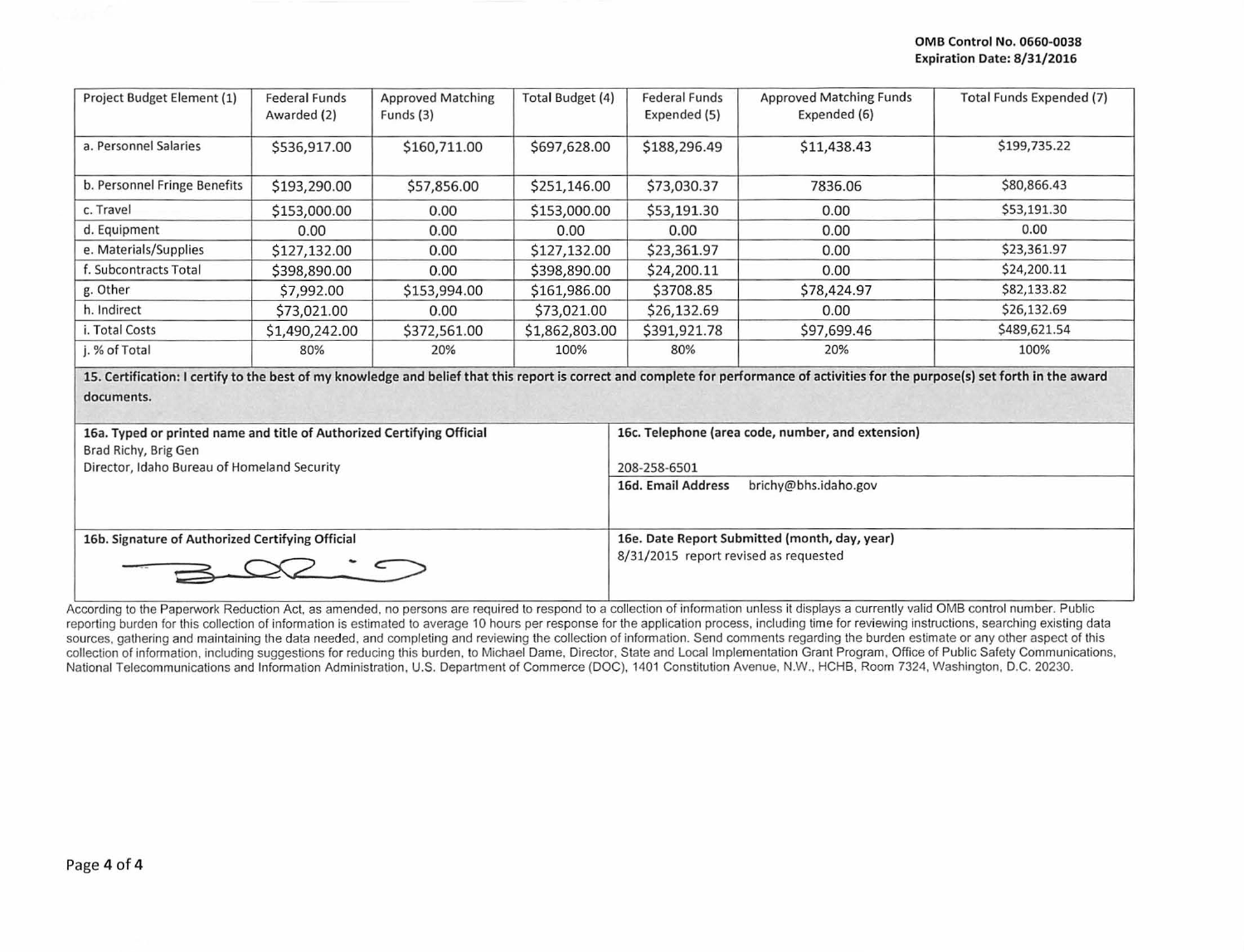OMB Control No. 0660-0038
Expiration Date: 8/31/2016

| Project Budget Element (1) | Federal Funds Awarded (2) | Approved Matching Funds (3) | Total Budget (4) | Federal Funds Expended (5) | Approved Matching Funds Expended (6) | Total Funds Expended (7) |
|---|---|---|---|---|---|---|
| a. Personnel Salaries | $536,917.00 | $160,711.00 | $697,628.00 | $188,296.49 | $11,438.43 | $199,735.22 |
| b. Personnel Fringe Benefits | $193,290.00 | $57,856.00 | $251,146.00 | $73,030.37 | 7836.06 | $80,866.43 |
| c. Travel | $153,000.00 | 0.00 | $153,000.00 | $53,191.30 | 0.00 | $53,191.30 |
| d. Equipment | 0.00 | 0.00 | 0.00 | 0.00 | 0.00 | 0.00 |
| e. Materials/Supplies | $127,132.00 | 0.00 | $127,132.00 | $23,361.97 | 0.00 | $23,361.97 |
| f. Subcontracts Total | $398,890.00 | 0.00 | $398,890.00 | $24,200.11 | 0.00 | $24,200.11 |
| g. Other | $7,992.00 | $153,994.00 | $161,986.00 | $3708.85 | $78,424.97 | $82,133.82 |
| h. Indirect | $73,021.00 | 0.00 | $73,021.00 | $26,132.69 | 0.00 | $26,132.69 |
| i. Total Costs | $1,490,242.00 | $372,561.00 | $1,862,803.00 | $391,921.78 | $97,699.46 | $489,621.54 |
| j. % of Total | 80% | 20% | 100% | 80% | 20% | 100% |

**15. Certification: I certify to the best of my knowledge and belief that this report is correct and complete for performance of activities for the purpose(s) set forth in the award documents.**

| | |
|---|---|
| **16a. Typed or printed name and title of Authorized Certifying Official**<br>Brad Richy, Brig Gen<br>Director, Idaho Bureau of Homeland Security | **16c. Telephone (area code, number, and extension)**<br>208-258-6501 |
| | **16d. Email Address** brichy@bhs.idaho.gov |
| **16b. Signature of Authorized Certifying Official** | **16e. Date Report Submitted (month, day, year)**<br>8/31/2015 report revised as requested |

According to the Paperwork Reduction Act, as amended, no persons are required to respond to a collection of information unless it displays a currently valid OMB control number. Public reporting burden for this collection of information is estimated to average 10 hours per response for the application process, including time for reviewing instructions, searching existing data sources, gathering and maintaining the data needed, and completing and reviewing the collection of information. Send comments regarding the burden estimate or any other aspect of this collection of information, including suggestions for reducing this burden, to Michael Dame, Director, State and Local Implementation Grant Program, Office of Public Safety Communications, National Telecommunications and Information Administration, U.S. Department of Commerce (DOC), 1401 Constitution Avenue, N.W., HCHB, Room 7324, Washington, D.C. 20230.